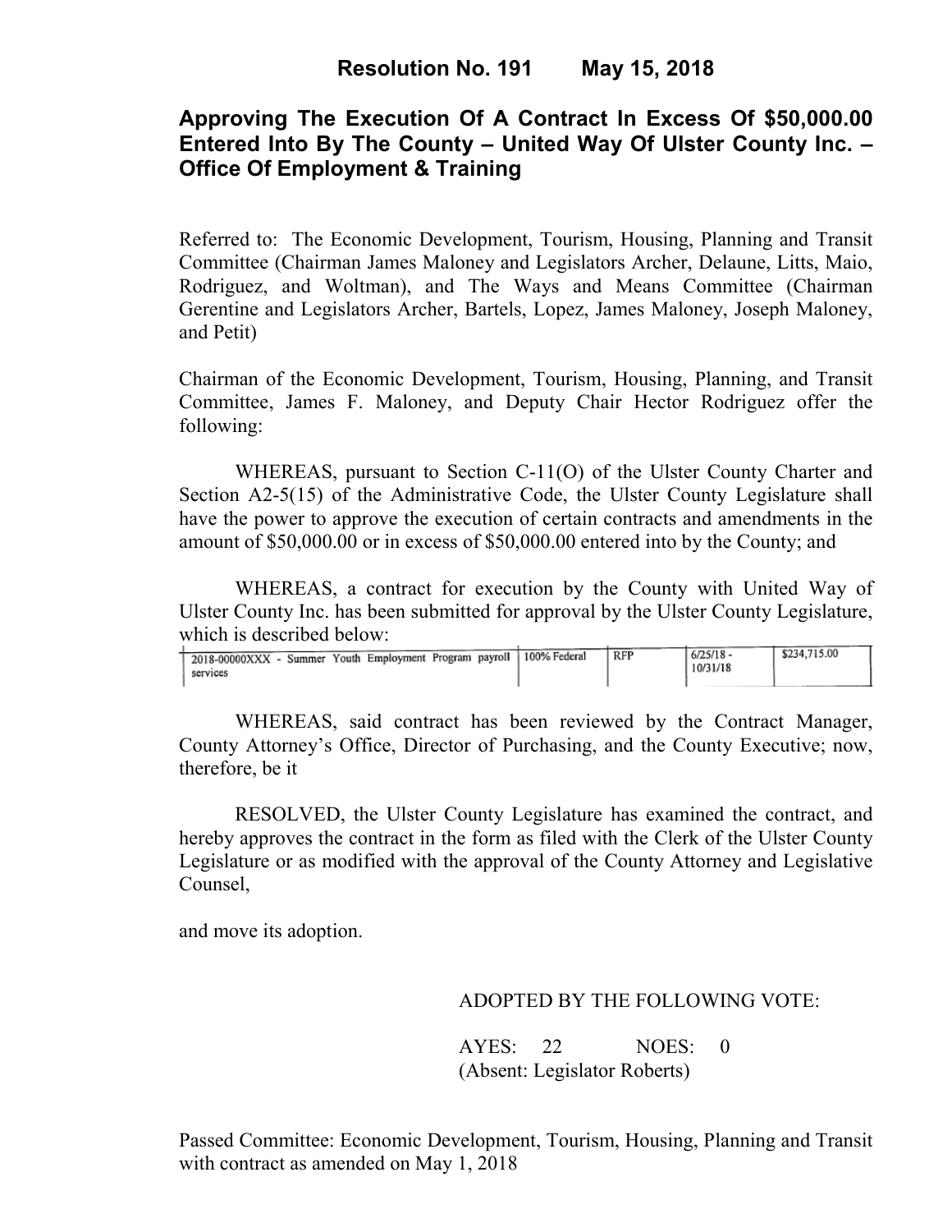# Resolution No. 191 May 15, 2018

## Approving The Execution Of A Contract In Excess Of $50,000.00 Entered Into By The County – United Way Of Ulster County Inc. – Office Of Employment & Training

Referred to: The Economic Development, Tourism, Housing, Planning and Transit Committee (Chairman James Maloney and Legislators Archer, Delaune, Litts, Maio, Rodriguez, and Woltman), and The Ways and Means Committee (Chairman Gerentine and Legislators Archer, Bartels, Lopez, James Maloney, Joseph Maloney, and Petit)

Chairman of the Economic Development, Tourism, Housing, Planning, and Transit Committee, James F. Maloney, and Deputy Chair Hector Rodriguez offer the following:

WHEREAS, pursuant to Section C-11(O) of the Ulster County Charter and Section A2-5(15) of the Administrative Code, the Ulster County Legislature shall have the power to approve the execution of certain contracts and amendments in the amount of $50,000.00 or in excess of $50,000.00 entered into by the County; and

WHEREAS, a contract for execution by the County with United Way of Ulster County Inc. has been submitted for approval by the Ulster County Legislature, which is described below:

| | | | | |
|---|---|---|---|---|
| 2018-00000XXX - Summer Youth Employment Program payroll services | 100% Federal | RFP | 6/25/18 - 10/31/18 | $234,715.00 |

WHEREAS, said contract has been reviewed by the Contract Manager, County Attorney's Office, Director of Purchasing, and the County Executive; now, therefore, be it

RESOLVED, the Ulster County Legislature has examined the contract, and hereby approves the contract in the form as filed with the Clerk of the Ulster County Legislature or as modified with the approval of the County Attorney and Legislative Counsel,

and move its adoption.

ADOPTED BY THE FOLLOWING VOTE:

AYES: 22 NOES: 0
(Absent: Legislator Roberts)

Passed Committee: Economic Development, Tourism, Housing, Planning and Transit with contract as amended on May 1, 2018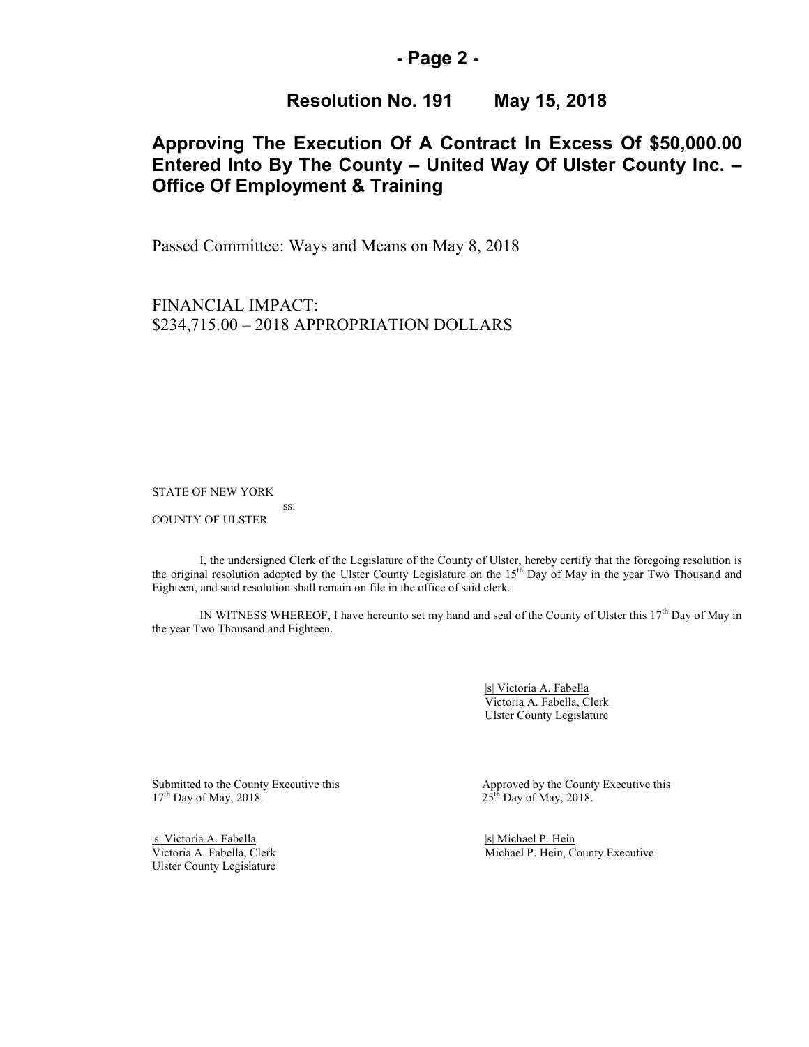## Resolution No. 191 May 15, 2018

# Approving The Execution Of A Contract In Excess Of $50,000.00 Entered Into By The County – United Way Of Ulster County Inc. – Office Of Employment & Training

Passed Committee: Ways and Means on May 8, 2018

FINANCIAL IMPACT:
$234,715.00 – 2018 APPROPRIATION DOLLARS

STATE OF NEW YORK
ss:
COUNTY OF ULSTER

I, the undersigned Clerk of the Legislature of the County of Ulster, hereby certify that the foregoing resolution is the original resolution adopted by the Ulster County Legislature on the 15th Day of May in the year Two Thousand and Eighteen, and said resolution shall remain on file in the office of said clerk.

IN WITNESS WHEREOF, I have hereunto set my hand and seal of the County of Ulster this 17th Day of May in the year Two Thousand and Eighteen.

|s| Victoria A. Fabella
Victoria A. Fabella, Clerk
Ulster County Legislature

Submitted to the County Executive this
17th Day of May, 2018.

|s| Victoria A. Fabella
Victoria A. Fabella, Clerk
Ulster County Legislature

Approved by the County Executive this
25th Day of May, 2018.

|s| Michael P. Hein
Michael P. Hein, County Executive